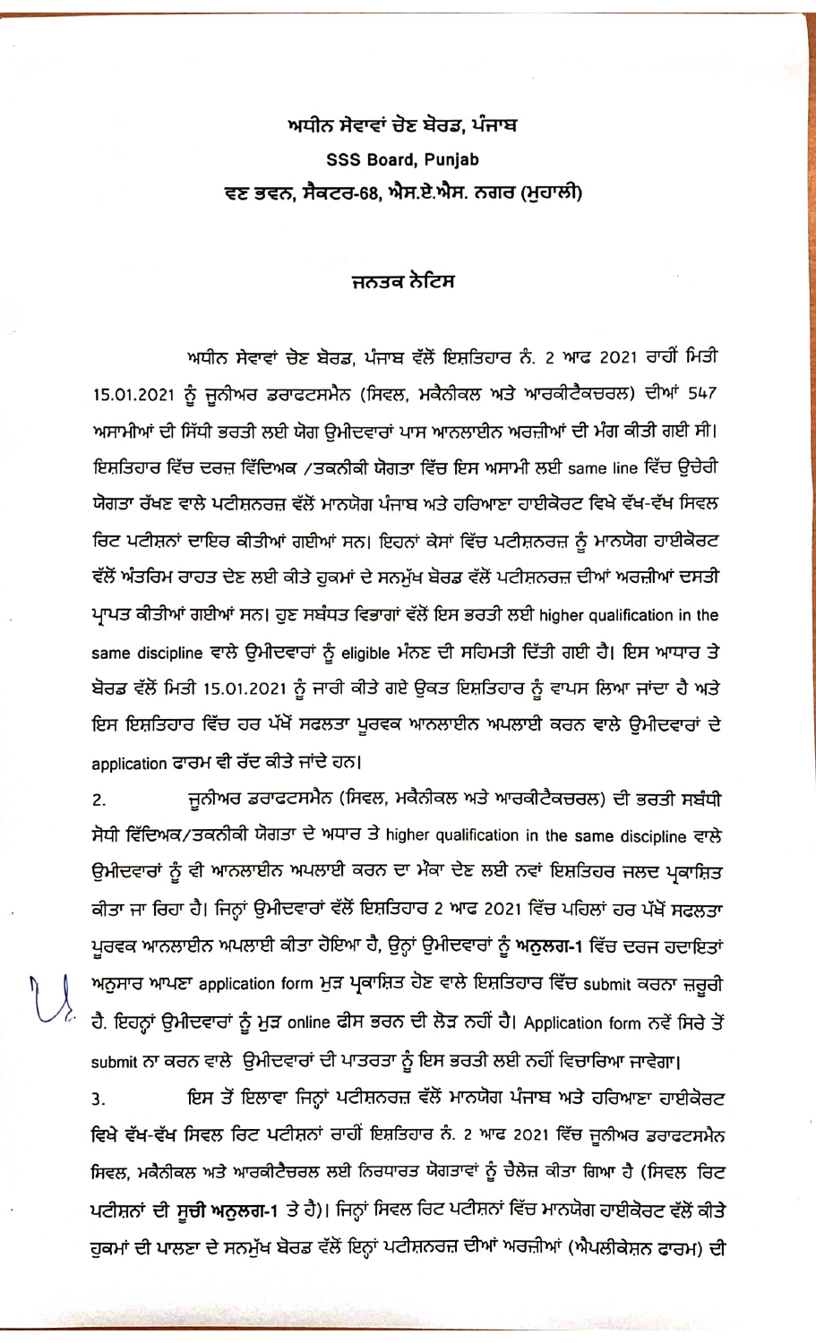**ਅਧੀਨ ਸੇਵਾਵਾਂ ਚੋਣ ਬੋਰਡ, ਪੰਜਾਬ**

**SSS Board, Punjab**

**ਵਣ ਭਵਨ, ਸੈਕਟਰ-68, ਐਸ.ਏ.ਐਸ. ਨਗਰ (ਮੁਹਾਲੀ)**

## ਜਨਤਕ ਨੋਟਿਸ

ਅਧੀਨ ਸੇਵਾਵਾਂ ਚੋਣ ਬੋਰਡ, ਪੰਜਾਬ ਵੱਲੋਂ ਇਸ਼ਤਿਹਾਰ ਨੰ. 2 ਆਫ 2021 ਰਾਹੀਂ ਮਿਤੀ 15.01.2021 ਨੂੰ ਜੂਨੀਅਰ ਡਰਾਫਟਸਮੈਨ (ਸਿਵਲ, ਮਕੈਨੀਕਲ ਅਤੇ ਆਰਕੀਟੈਕਚਰਲ) ਦੀਆਂ 547 ਅਸਾਮੀਆਂ ਦੀ ਸਿੱਧੀ ਭਰਤੀ ਲਈ ਯੋਗ ਉਮੀਦਵਾਰਾਂ ਪਾਸ ਆਨਲਾਈਨ ਅਰਜ਼ੀਆਂ ਦੀ ਮੰਗ ਕੀਤੀ ਗਈ ਸੀ। ਇਸ਼ਤਿਹਾਰ ਵਿੱਚ ਦਰਜ ਵਿੱਦਿਅਕ /ਤਕਨੀਕੀ ਯੋਗਤਾ ਵਿੱਚ ਇਸ ਅਸਾਮੀ ਲਈ same line ਵਿੱਚ ਉਚੇਰੀ ਯੋਗਤਾ ਰੱਖਣ ਵਾਲੇ ਪਟੀਸ਼ਨਰਜ਼ ਵੱਲੋਂ ਮਾਨਯੋਗ ਪੰਜਾਬ ਅਤੇ ਹਰਿਆਣਾ ਹਾਈਕੋਰਟ ਵਿਖੇ ਵੱਖ-ਵੱਖ ਸਿਵਲ ਰਿਟ ਪਟੀਸ਼ਨਾਂ ਦਾਇਰ ਕੀਤੀਆਂ ਗਈਆਂ ਸਨ। ਇਹਨਾਂ ਕੇਸਾਂ ਵਿੱਚ ਪਟੀਸ਼ਨਰਜ਼ ਨੂੰ ਮਾਨਯੋਗ ਹਾਈਕੋਰਟ ਵੱਲੋਂ ਅੰਤਰਿਮ ਰਾਹਤ ਦੇਣ ਲਈ ਕੀਤੇ ਹੁਕਮਾਂ ਦੇ ਸਨਮੁੱਖ ਬੋਰਡ ਵੱਲੋਂ ਪਟੀਸ਼ਨਰਜ਼ ਦੀਆਂ ਅਰਜ਼ੀਆਂ ਦਸਤੀ ਪ੍ਰਾਪਤ ਕੀਤੀਆਂ ਗਈਆਂ ਸਨ। ਹੁਣ ਸਬੰਧਤ ਵਿਭਾਗਾਂ ਵੱਲੋਂ ਇਸ ਭਰਤੀ ਲਈ higher qualification in the same discipline ਵਾਲੇ ਉਮੀਦਵਾਰਾਂ ਨੂੰ eligible ਮੰਨਣ ਦੀ ਸਹਿਮਤੀ ਦਿੱਤੀ ਗਈ ਹੈ। ਇਸ ਆਧਾਰ ਤੇ ਬੋਰਡ ਵੱਲੋਂ ਮਿਤੀ 15.01.2021 ਨੂੰ ਜਾਰੀ ਕੀਤੇ ਗਏ ਉਕਤ ਇਸ਼ਤਿਹਾਰ ਨੂੰ ਵਾਪਸ ਲਿਆ ਜਾਂਦਾ ਹੈ ਅਤੇ ਇਸ ਇਸ਼ਤਿਹਾਰ ਵਿੱਚ ਹਰ ਪੱਖੋਂ ਸਫਲਤਾ ਪੂਰਵਕ ਆਨਲਾਈਨ ਅਪਲਾਈ ਕਰਨ ਵਾਲੇ ਉਮੀਦਵਾਰਾਂ ਦੇ application ਫਾਰਮ ਵੀ ਰੱਦ ਕੀਤੇ ਜਾਂਦੇ ਹਨ।

2. ਜੂਨੀਅਰ ਡਰਾਫਟਸਮੈਨ (ਸਿਵਲ, ਮਕੈਨੀਕਲ ਅਤੇ ਆਰਕੀਟੈਕਚਰਲ) ਦੀ ਭਰਤੀ ਸਬੰਧੀ ਸੋਧੀ ਵਿੱਦਿਅਕ/ਤਕਨੀਕੀ ਯੋਗਤਾ ਦੇ ਅਧਾਰ ਤੇ higher qualification in the same discipline ਵਾਲੇ ਉਮੀਦਵਾਰਾਂ ਨੂੰ ਵੀ ਆਨਲਾਈਨ ਅਪਲਾਈ ਕਰਨ ਦਾ ਮੌਕਾ ਦੇਣ ਲਈ ਨਵਾਂ ਇਸ਼ਤਿਹਰ ਜਲਦ ਪ੍ਰਕਾਸ਼ਿਤ ਕੀਤਾ ਜਾ ਰਿਹਾ ਹੈ। ਜਿਨ੍ਹਾਂ ਉਮੀਦਵਾਰਾਂ ਵੱਲੋਂ ਇਸ਼ਤਿਹਾਰ 2 ਆਫ 2021 ਵਿੱਚ ਪਹਿਲਾਂ ਹਰ ਪੱਖੋਂ ਸਫਲਤਾ ਪੂਰਵਕ ਆਨਲਾਈਨ ਅਪਲਾਈ ਕੀਤਾ ਹੋਇਆ ਹੈ, ਉਨ੍ਹਾਂ ਉਮੀਦਵਾਰਾਂ ਨੂੰ **ਅਨੁਲਗ-1** ਵਿੱਚ ਦਰਜ ਹਦਾਇਤਾਂ ਅਨੁਸਾਰ ਆਪਣਾ application form ਮੁੜ ਪ੍ਰਕਾਸ਼ਿਤ ਹੋਣ ਵਾਲੇ ਇਸ਼ਤਿਹਾਰ ਵਿੱਚ submit ਕਰਨਾ ਜ਼ਰੂਰੀ ਹੈ. ਇਹਨ੍ਹਾਂ ਉਮੀਦਵਾਰਾਂ ਨੂੰ ਮੁੜ online ਫੀਸ ਭਰਨ ਦੀ ਲੋੜ ਨਹੀਂ ਹੈ। Application form ਨਵੇਂ ਸਿਰੇ ਤੋਂ submit ਨਾ ਕਰਨ ਵਾਲੇ ਉਮੀਦਵਾਰਾਂ ਦੀ ਪਾਤਰਤਾ ਨੂੰ ਇਸ ਭਰਤੀ ਲਈ ਨਹੀਂ ਵਿਚਾਰਿਆ ਜਾਵੇਗਾ।

3. ਇਸ ਤੋਂ ਇਲਾਵਾ ਜਿਨ੍ਹਾਂ ਪਟੀਸ਼ਨਰਜ਼ ਵੱਲੋਂ ਮਾਨਯੋਗ ਪੰਜਾਬ ਅਤੇ ਹਰਿਆਣਾ ਹਾਈਕੋਰਟ ਵਿਖੇ ਵੱਖ-ਵੱਖ ਸਿਵਲ ਰਿਟ ਪਟੀਸ਼ਨਾਂ ਰਾਹੀਂ ਇਸ਼ਤਿਹਾਰ ਨੰ. 2 ਆਫ 2021 ਵਿੱਚ ਜੂਨੀਅਰ ਡਰਾਫਟਸਮੈਨ ਸਿਵਲ, ਮਕੈਨੀਕਲ ਅਤੇ ਆਰਕੀਟੈਚਰਲ ਲਈ ਨਿਰਧਾਰਤ ਯੋਗਤਾਵਾਂ ਨੂੰ ਚੈਲੇਂਜ ਕੀਤਾ ਗਿਆ ਹੈ (ਸਿਵਲ ਰਿਟ ਪਟੀਸ਼ਨਾਂ ਦੀ **ਸੂਚੀ ਅਨੁਲਗ-1** ਤੇ ਹੈ)। ਜਿਨ੍ਹਾਂ ਸਿਵਲ ਰਿਟ ਪਟੀਸ਼ਨਾਂ ਵਿੱਚ ਮਾਨਯੋਗ ਹਾਈਕੋਰਟ ਵੱਲੋਂ ਕੀਤੇ ਹੁਕਮਾਂ ਦੀ ਪਾਲਣਾ ਦੇ ਸਨਮੁੱਖ ਬੋਰਡ ਵੱਲੋਂ ਇਨ੍ਹਾਂ ਪਟੀਸ਼ਨਰਜ਼ ਦੀਆਂ ਅਰਜ਼ੀਆਂ (ਐਪਲੀਕੇਸ਼ਨ ਫਾਰਮ) ਦੀ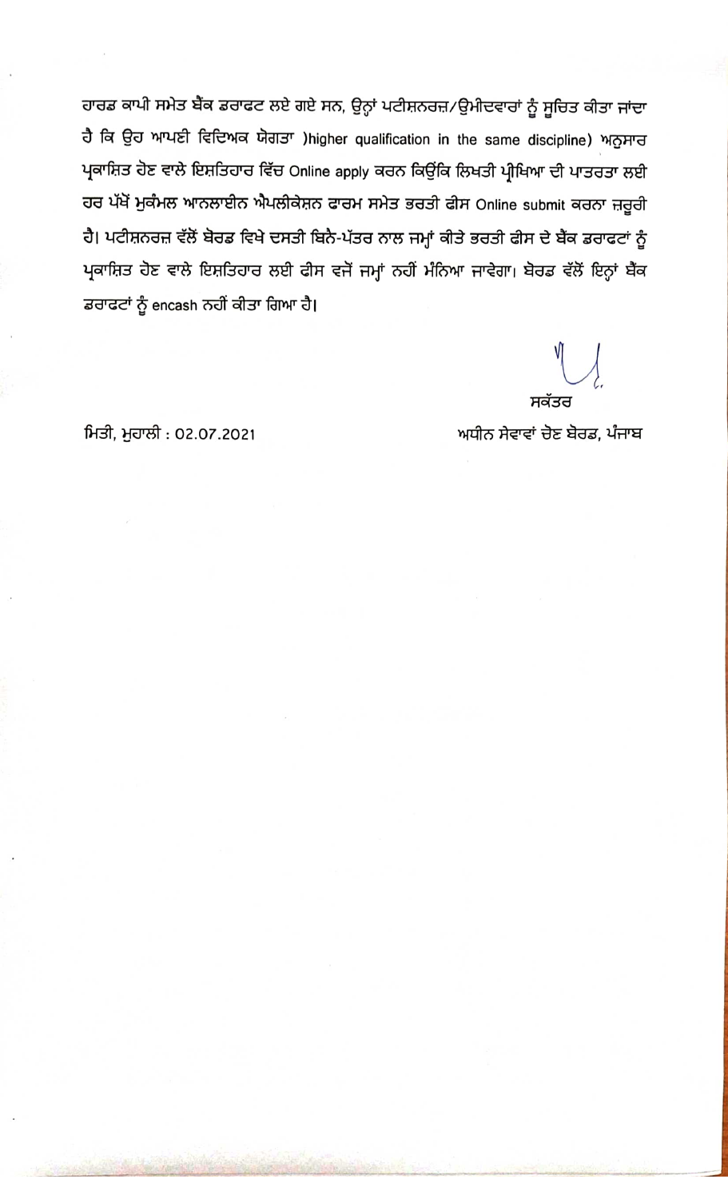ਹਾਰਡ ਕਾਪੀ ਸਮੇਤ ਬੈਂਕ ਡਰਾਫਟ ਲਏ ਗਏ ਸਨ, ਉਨ੍ਹਾਂ ਪਟੀਸ਼ਨਰਜ਼/ਉਮੀਦਵਾਰਾਂ ਨੂੰ ਸੂਚਿਤ ਕੀਤਾ ਜਾਂਦਾ ਹੈ ਕਿ ਉਹ ਆਪਣੀ ਵਿਦਿਅਕ ਯੋਗਤਾ )higher qualification in the same discipline) ਅਨੁਸਾਰ ਪ੍ਰਕਾਸ਼ਿਤ ਹੋਣ ਵਾਲੇ ਇਸ਼ਤਿਹਾਰ ਵਿੱਚ Online apply ਕਰਨ ਕਿਉਂਕਿ ਲਿਖਤੀ ਪ੍ਰੀਖਿਆ ਦੀ ਪਾਤਰਤਾ ਲਈ ਹਰ ਪੱਖੋਂ ਮੁਕੰਮਲ ਆਨਲਾਈਨ ਐਪਲੀਕੇਸ਼ਨ ਫਾਰਮ ਸਮੇਤ ਭਰਤੀ ਫੀਸ Online submit ਕਰਨਾ ਜ਼ਰੂਰੀ ਹੈ। ਪਟੀਸ਼ਨਰਜ਼ ਵੱਲੋਂ ਬੋਰਡ ਵਿਖੇ ਦਸਤੀ ਬਿਨੈ-ਪੱਤਰ ਨਾਲ ਜਮ੍ਹਾਂ ਕੀਤੇ ਭਰਤੀ ਫੀਸ ਦੇ ਬੈਂਕ ਡਰਾਫਟਾਂ ਨੂੰ ਪ੍ਰਕਾਸ਼ਿਤ ਹੋਣ ਵਾਲੇ ਇਸ਼ਤਿਹਾਰ ਲਈ ਫੀਸ ਵਜੋਂ ਜਮ੍ਹਾਂ ਨਹੀਂ ਮੰਨਿਆ ਜਾਵੇਗਾ। ਬੋਰਡ ਵੱਲੋਂ ਇਨ੍ਹਾਂ ਬੈਂਕ ਡਰਾਫਟਾਂ ਨੂੰ encash ਨਹੀਂ ਕੀਤਾ ਗਿਆ ਹੈ।

ਸਕੱਤਰ

ਅਧੀਨ ਸੇਵਾਵਾਂ ਚੋਣ ਬੋਰਡ, ਪੰਜਾਬ

ਮਿਤੀ, ਮੁਹਾਲੀ : 02.07.2021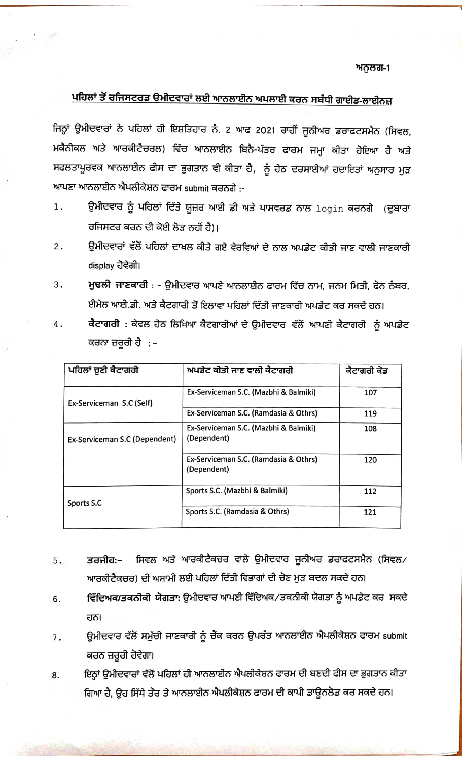ਅਨੁਲਗ-1

## ਪਹਿਲਾਂ ਤੋਂ ਰਜਿਸਟਰਡ ਉਮੀਦਵਾਰਾਂ ਲਈ ਆਨਲਾਈਨ ਅਪਲਾਈ ਕਰਨ ਸਬੰਧੀ ਗਾਈਡ-ਲਾਈਨਜ਼

ਜਿਨ੍ਹਾਂ ਉਮੀਦਵਾਰਾਂ ਨੇ ਪਹਿਲਾਂ ਹੀ ਇਸ਼ਤਿਹਾਰ ਨੰ. 2 ਆਫ 2021 ਰਾਹੀਂ ਜੂਨੀਅਰ ਡਰਾਫਟਸਮੈਨ (ਸਿਵਲ, ਮਕੈਨੀਕਲ ਅਤੇ ਆਰਕੀਟੈਚਰਲ) ਵਿੱਚ ਆਨਲਾਈਨ ਬਿਨੈ-ਪੱਤਰ ਫਾਰਮ ਜਮ੍ਹਾ ਕੀਤਾ ਹੋਇਆ ਹੈ ਅਤੇ ਸਫਲਤਾਪੂਰਵਕ ਆਨਲਾਈਨ ਫੀਸ ਦਾ ਭੁਗਤਾਨ ਵੀ ਕੀਤਾ ਹੈ, ਨੂੰ ਹੇਠ ਦਰਸਾਈਆਂ ਹਦਾਇਤਾਂ ਅਨੁਸਾਰ ਮੁੜ ਆਪਣਾ ਆਨਲਾਈਨ ਐਪਲੀਕੇਸ਼ਨ ਫਾਰਮ submit ਕਰਨਗੇ :-

1. ਉਮੀਦਵਾਰ ਨੂੰ ਪਹਿਲਾਂ ਦਿੱਤੇ ਯੂਜ਼ਰ ਆਈ ਡੀ ਅਤੇ ਪਾਸਵਰਡ ਨਾਲ login ਕਰਨਗੇ (ਦੁਬਾਰਾ ਰਜਿਸਟਰ ਕਰਨ ਦੀ ਕੋਈ ਲੋੜ ਨਹੀਂ ਹੈ)।
2. ਉਮੀਦਵਾਰਾਂ ਵੱਲੋਂ ਪਹਿਲਾਂ ਦਾਖਲ ਕੀਤੇ ਗਏ ਵੇਰਵਿਆਂ ਦੇ ਨਾਲ ਅਪਡੇਟ ਕੀਤੀ ਜਾਣ ਵਾਲੀ ਜਾਣਕਾਰੀ display ਹੋਵੇਗੀ।
3. **ਮੁਢਲੀ ਜਾਣਕਾਰੀ** : - ਉਮੀਦਵਾਰ ਆਪਣੇ ਆਨਲਾਈਨ ਫਾਰਮ ਵਿੱਚ ਨਾਮ, ਜਨਮ ਮਿਤੀ, ਫੋਨ ਨੰਬਰ, ਈਮੇਲ ਆਈ.ਡੀ. ਅਤੇ ਕੈਟਗਾਰੀ ਤੋਂ ਇਲਾਵਾ ਪਹਿਲਾਂ ਦਿੱਤੀ ਜਾਣਕਾਰੀ ਅਪਡੇਟ ਕਰ ਸਕਦੇ ਹਨ।
4. **ਕੈਟਾਗਰੀ** : ਕੇਵਲ ਹੇਠ ਲਿਖਿਆ ਕੈਟਗਾਰੀਆਂ ਦੇ ਉਮੀਦਵਾਰ ਵੱਲੋਂ ਆਪਣੀ ਕੈਟਾਗਰੀ ਨੂੰ ਅਪਡੇਟ ਕਰਨਾ ਜ਼ਰੂਰੀ ਹੈ :-

| ਪਹਿਲਾਂ ਚੁਣੀ ਕੈਟਾਗਰੀ | ਅਪਡੇਟ ਕੀਤੀ ਜਾਣ ਵਾਲੀ ਕੈਟਾਗਰੀ | ਕੈਟਾਗਰੀ ਕੋਡ |
|---|---|---|
| Ex-Serviceman S.C (Self) | Ex-Serviceman S.C. (Mazbhi & Balmiki) | 107 |
| | Ex-Serviceman S.C. (Ramdasia & Othrs) | 119 |
| Ex-Serviceman S.C (Dependent) | Ex-Serviceman S.C. (Mazbhi & Balmiki) (Dependent) | 108 |
| | Ex-Serviceman S.C. (Ramdasia & Othrs) (Dependent) | 120 |
| Sports S.C | Sports S.C. (Mazbhi & Balmiki) | 112 |
| | Sports S.C. (Ramdasia & Othrs) | 121 |

5. **ਤਰਜੀਹ:-** ਸਿਵਲ ਅਤੇ ਆਰਕੀਟੈਕਚਰ ਵਾਲੇ ਉਮੀਦਵਾਰ ਜੂਨੀਅਰ ਡਰਾਫਟਸਮੈਨ (ਸਿਵਲ/ ਆਰਕੀਟੈਕਚਰ) ਦੀ ਅਸਾਮੀ ਲਈ ਪਹਿਲਾਂ ਦਿੱਤੀ ਵਿਭਾਗਾਂ ਦੀ ਚੋਣ ਮੁੜ ਬਦਲ ਸਕਦੇ ਹਨ।
6. **ਵਿੱਦਿਅਕ/ਤਕਨੀਕੀ ਯੋਗਤਾ:** ਉਮੀਦਵਾਰ ਆਪਣੀ ਵਿੱਦਿਅਕ/ਤਕਨੀਕੀ ਯੋਗਤਾ ਨੂੰ ਅਪਡੇਟ ਕਰ ਸਕਦੇ ਹਨ।
7. ਉਮੀਦਵਾਰ ਵੱਲੋਂ ਸਮੁੱਚੀ ਜਾਣਕਾਰੀ ਨੂੰ ਚੈੱਕ ਕਰਨ ਉਪਰੰਤ ਆਨਲਾਈਨ ਐਪਲੀਕੇਸ਼ਨ ਫਾਰਮ submit ਕਰਨ ਜ਼ਰੂਰੀ ਹੋਵੇਗਾ।
8. ਇਨ੍ਹਾਂ ਉਮੀਦਵਾਰਾਂ ਵੱਲੋਂ ਪਹਿਲਾਂ ਹੀ ਆਨਲਾਈਨ ਐਪਲੀਕੇਸ਼ਨ ਫਾਰਮ ਦੀ ਬਣਦੀ ਫੀਸ ਦਾ ਭੁਗਤਾਨ ਕੀਤਾ ਗਿਆ ਹੈ, ਉਹ ਸਿੱਧੇ ਤੌਰ ਤੇ ਆਨਲਾਈਨ ਐਪਲੀਕੇਸ਼ਨ ਫਾਰਮ ਦੀ ਕਾਪੀ ਡਾਊਨਲੋਡ ਕਰ ਸਕਦੇ ਹਨ।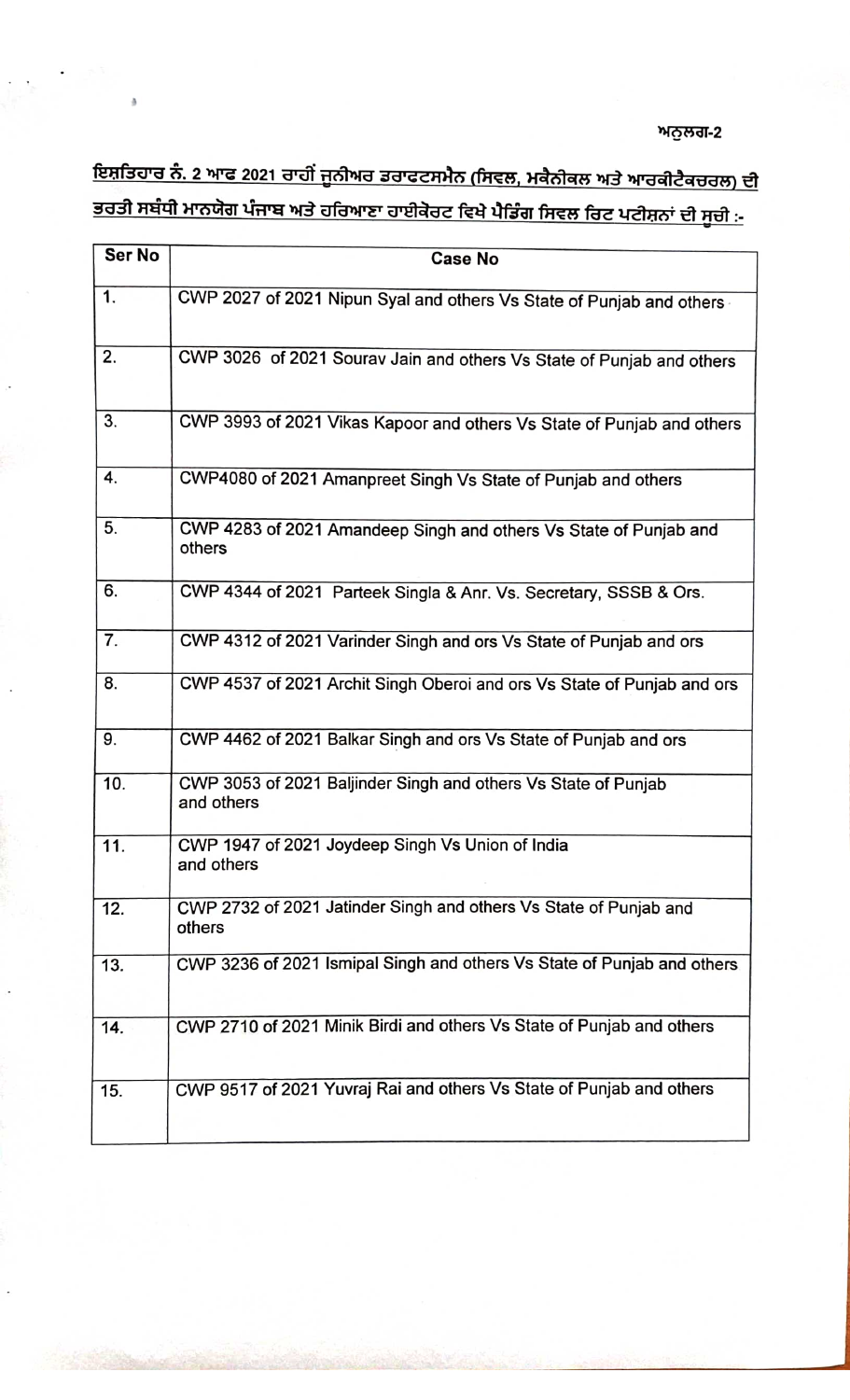ਅਨੁਲਗ-2

**ਇਸ਼ਤਿਹਾਰ ਨੰ. 2 ਆਫ 2021 ਰਾਹੀਂ ਜੂਨੀਅਰ ਡਰਾਫਟਸਮੈਨ (ਸਿਵਲ, ਮਕੈਨੀਕਲ ਅਤੇ ਆਰਕੀਟੈਕਚਰਲ) ਦੀ ਭਰਤੀ ਸਬੰਧੀ ਮਾਨਯੋਗ ਪੰਜਾਬ ਅਤੇ ਹਰਿਆਣਾ ਹਾਈਕੋਰਟ ਵਿਖੇ ਪੈਂਡਿੰਗ ਸਿਵਲ ਰਿਟ ਪਟੀਸ਼ਨਾਂ ਦੀ ਸੂਚੀ :-**

| Ser No | Case No |
|---|---|
| 1. | CWP 2027 of 2021 Nipun Syal and others Vs State of Punjab and others |
| 2. | CWP 3026 of 2021 Sourav Jain and others Vs State of Punjab and others |
| 3. | CWP 3993 of 2021 Vikas Kapoor and others Vs State of Punjab and others |
| 4. | CWP4080 of 2021 Amanpreet Singh Vs State of Punjab and others |
| 5. | CWP 4283 of 2021 Amandeep Singh and others Vs State of Punjab and others |
| 6. | CWP 4344 of 2021 Parteek Singla & Anr. Vs. Secretary, SSSB & Ors. |
| 7. | CWP 4312 of 2021 Varinder Singh and ors Vs State of Punjab and ors |
| 8. | CWP 4537 of 2021 Archit Singh Oberoi and ors Vs State of Punjab and ors |
| 9. | CWP 4462 of 2021 Balkar Singh and ors Vs State of Punjab and ors |
| 10. | CWP 3053 of 2021 Baljinder Singh and others Vs State of Punjab and others |
| 11. | CWP 1947 of 2021 Joydeep Singh Vs Union of India and others |
| 12. | CWP 2732 of 2021 Jatinder Singh and others Vs State of Punjab and others |
| 13. | CWP 3236 of 2021 Ismipal Singh and others Vs State of Punjab and others |
| 14. | CWP 2710 of 2021 Minik Birdi and others Vs State of Punjab and others |
| 15. | CWP 9517 of 2021 Yuvraj Rai and others Vs State of Punjab and others |